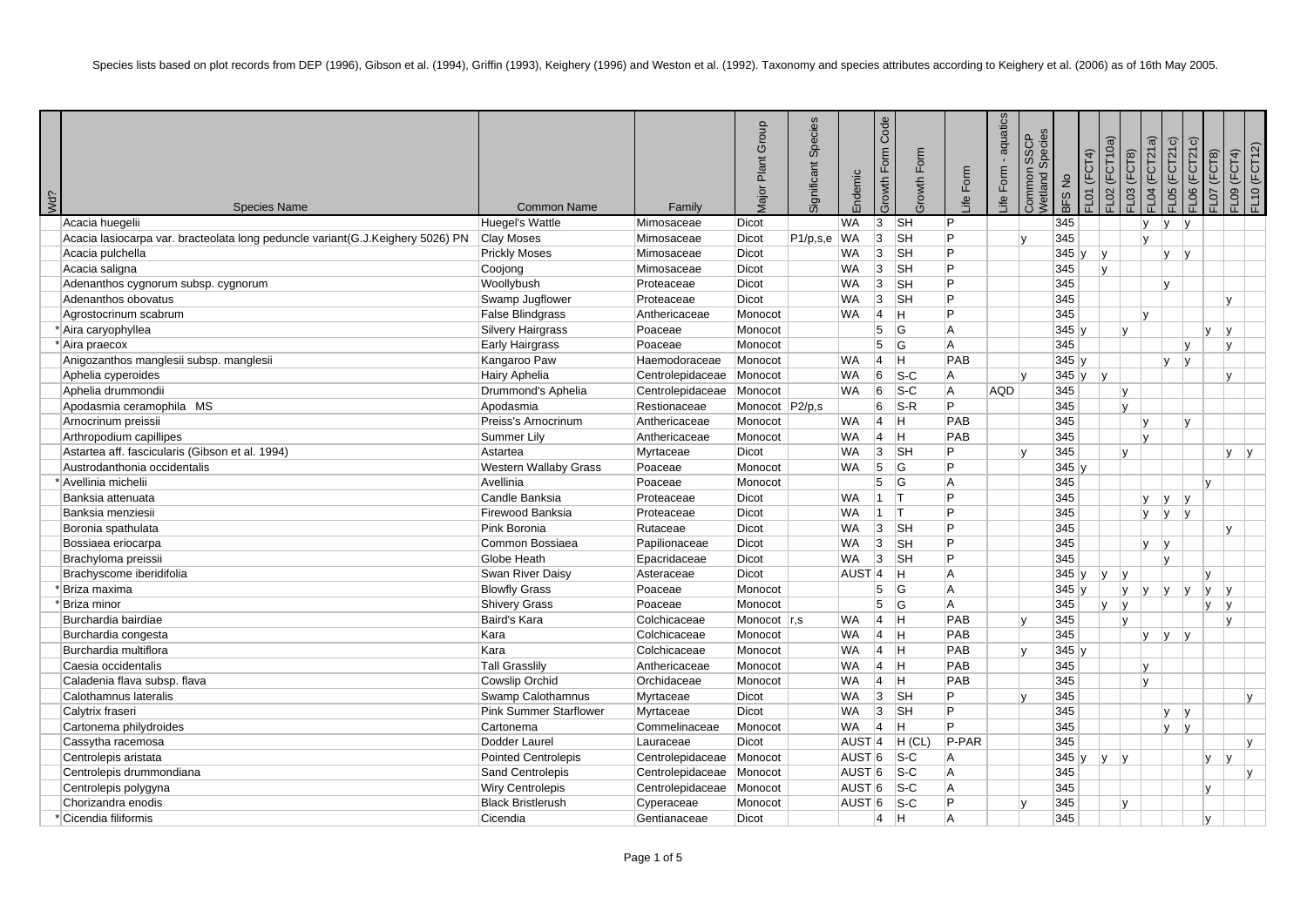Species lists based on plot records from DEP (1996), Gibson et al. (1994), Griffin (1993), Keighery (1996) and Weston et al. (1992). Taxonomy and species attributes according to Keighery et al. (2006) as of 16th May 2005.

| Wd? | Species Name | Common Name | Family | Major Plant Group | Significant Species | Endemic | Growth Form Code | Growth Form | Life Form | Life Form - aquatics | Common SSCP Wetland Species | BFS No | FL01 (FCT4) | FL02 (FCT10a) | FL03 (FCT8) | FL04 (FCT21a) | FL05 (FCT21c) | FL06 (FCT21c) | FL07 (FCT8) | FL09 (FCT4) | FL10 (FCT12) |
|---|---|---|---|---|---|---|---|---|---|---|---|---|---|---|---|---|---|---|---|---|---|
| | Acacia huegelii | Huegel's Wattle | Mimosaceae | Dicot | | WA | 3 | SH | P | | | 345 | | | | y | y | y | | | |
| | Acacia lasiocarpa var. bracteolata long peduncle variant(G.J.Keighery 5026) PN | Clay Moses | Mimosaceae | Dicot | P1/p,s,e | WA | 3 | SH | P | | y | 345 | | | | y | | | | | |
| | Acacia pulchella | Prickly Moses | Mimosaceae | Dicot | | WA | 3 | SH | P | | | 345 | y | y | | | y | y | | | |
| | Acacia saligna | Coojong | Mimosaceae | Dicot | | WA | 3 | SH | P | | | 345 | | y | | | | | | | |
| | Adenanthos cygnorum subsp. cygnorum | Woollybush | Proteaceae | Dicot | | WA | 3 | SH | P | | | 345 | | | | | y | | | | |
| | Adenanthos obovatus | Swamp Jugflower | Proteaceae | Dicot | | WA | 3 | SH | P | | | 345 | | | | | | | | y | |
| | Agrostocrinum scabrum | False Blindgrass | Anthericaceae | Monocot | | WA | 4 | H | P | | | 345 | | | | y | | | | | |
| * | Aira caryophyllea | Silvery Hairgrass | Poaceae | Monocot | | | 5 | G | A | | | 345 | y | | y | | | | y | y | |
| * | Aira praecox | Early Hairgrass | Poaceae | Monocot | | | 5 | G | A | | | 345 | | | | | | y | | y | |
| | Anigozanthos manglesii subsp. manglesii | Kangaroo Paw | Haemodoraceae | Monocot | | WA | 4 | H | PAB | | | 345 | y | | | | y | y | | | |
| | Aphelia cyperoides | Hairy Aphelia | Centrolepidaceae | Monocot | | WA | 6 | S-C | A | | y | 345 | y | y | | | | | | y | |
| | Aphelia drummondii | Drummond's Aphelia | Centrolepidaceae | Monocot | | WA | 6 | S-C | A | AQD | | 345 | | | y | | | | | | |
| | Apodasmia ceramophila MS | Apodasmia | Restionaceae | Monocot | P2/p,s | | 6 | S-R | P | | | 345 | | | y | | | | | | |
| | Arnocrinum preissii | Preiss's Arnocrinum | Anthericaceae | Monocot | | WA | 4 | H | PAB | | | 345 | | | | y | | y | | | |
| | Arthropodium capillipes | Summer Lily | Anthericaceae | Monocot | | WA | 4 | H | PAB | | | 345 | | | | y | | | | | |
| | Astartea aff. fascicularis (Gibson et al. 1994) | Astartea | Myrtaceae | Dicot | | WA | 3 | SH | P | | y | 345 | | | y | | | | | y | y |
| | Austrodanthonia occidentalis | Western Wallaby Grass | Poaceae | Monocot | | WA | 5 | G | P | | | 345 | y | | | | | | | | |
| * | Avellinia michelii | Avellinia | Poaceae | Monocot | | | 5 | G | A | | | 345 | | | | | | | y | | |
| | Banksia attenuata | Candle Banksia | Proteaceae | Dicot | | WA | 1 | T | P | | | 345 | | | | y | y | y | | | |
| | Banksia menziesii | Firewood Banksia | Proteaceae | Dicot | | WA | 1 | T | P | | | 345 | | | | y | y | y | | | |
| | Boronia spathulata | Pink Boronia | Rutaceae | Dicot | | WA | 3 | SH | P | | | 345 | | | | | | | | y | |
| | Bossiaea eriocarpa | Common Bossiaea | Papilionaceae | Dicot | | WA | 3 | SH | P | | | 345 | | | | y | y | | | | |
| | Brachyloma preissii | Globe Heath | Epacridaceae | Dicot | | WA | 3 | SH | P | | | 345 | | | | | y | | | | |
| | Brachyscome iberidifolia | Swan River Daisy | Asteraceae | Dicot | | AUST | 4 | H | A | | | 345 | y | y | y | | | | y | | |
| * | Briza maxima | Blowfly Grass | Poaceae | Monocot | | | 5 | G | A | | | 345 | y | | y | y | y | y | y | y | |
| * | Briza minor | Shivery Grass | Poaceae | Monocot | | | 5 | G | A | | | 345 | | y | y | | | | y | y | |
| | Burchardia bairdiae | Baird's Kara | Colchicaceae | Monocot | r,s | WA | 4 | H | PAB | | y | 345 | | | y | | | | | y | |
| | Burchardia congesta | Kara | Colchicaceae | Monocot | | WA | 4 | H | PAB | | | 345 | | | | y | y | y | | | |
| | Burchardia multiflora | Kara | Colchicaceae | Monocot | | WA | 4 | H | PAB | | y | 345 | y | | | | | | | | |
| | Caesia occidentalis | Tall Grasslily | Anthericaceae | Monocot | | WA | 4 | H | PAB | | | 345 | | | | y | | | | | |
| | Caladenia flava subsp. flava | Cowslip Orchid | Orchidaceae | Monocot | | WA | 4 | H | PAB | | | 345 | | | | y | | | | | |
| | Calothamnus lateralis | Swamp Calothamnus | Myrtaceae | Dicot | | WA | 3 | SH | P | | y | 345 | | | | | | | | | y |
| | Calytrix fraseri | Pink Summer Starflower | Myrtaceae | Dicot | | WA | 3 | SH | P | | | 345 | | | | | y | y | | | |
| | Cartonema philydroides | Cartonema | Commelinaceae | Monocot | | WA | 4 | H | P | | | 345 | | | | | y | y | | | |
| | Cassytha racemosa | Dodder Laurel | Lauraceae | Dicot | | AUST | 4 | H (CL) | P-PAR | | | 345 | | | | | | | | | y |
| | Centrolepis aristata | Pointed Centrolepis | Centrolepidaceae | Monocot | | AUST | 6 | S-C | A | | | 345 | y | y | y | | | | y | y | |
| | Centrolepis drummondiana | Sand Centrolepis | Centrolepidaceae | Monocot | | AUST | 6 | S-C | A | | | 345 | | | | | | | | | y |
| | Centrolepis polygyna | Wiry Centrolepis | Centrolepidaceae | Monocot | | AUST | 6 | S-C | A | | | 345 | | | | | | | y | | |
| | Chorizandra enodis | Black Bristlerush | Cyperaceae | Monocot | | AUST | 6 | S-C | P | | y | 345 | | | y | | | | | | |
| * | Cicendia filiformis | Cicendia | Gentianaceae | Dicot | | | 4 | H | A | | | 345 | | | | | | | y | | |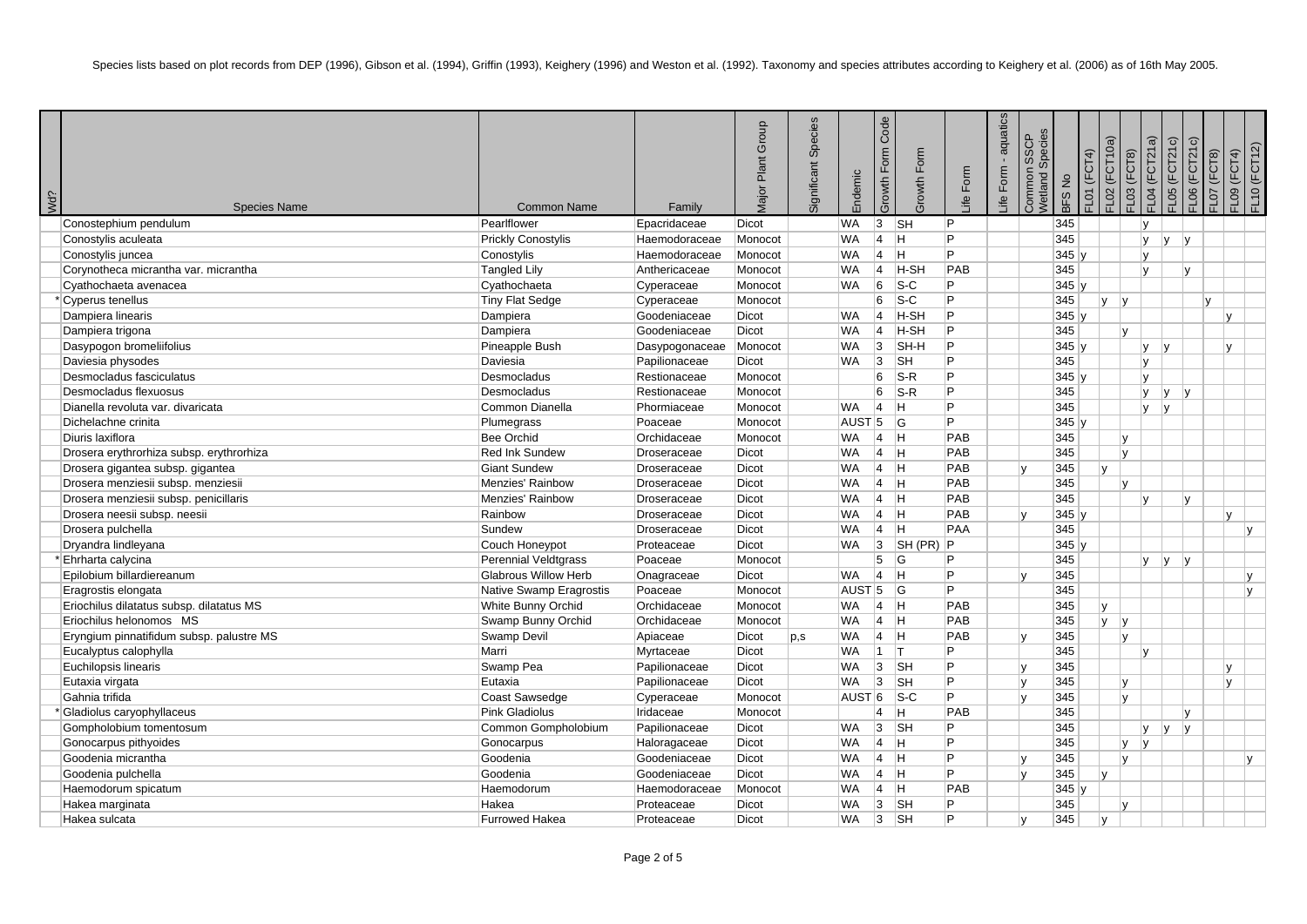Species lists based on plot records from DEP (1996), Gibson et al. (1994), Griffin (1993), Keighery (1996) and Weston et al. (1992). Taxonomy and species attributes according to Keighery et al. (2006) as of 16th May 2005.

| Wd? | Species Name | Common Name | Family | Major Plant Group | Significant Species | Endemic | Growth Form Code | Growth Form | Life Form | Life Form - aquatics | Common SSCP Wetland Species | BFS No | FL01 (FCT4) | FL02 (FCT10a) | FL03 (FCT8) | FL04 (FCT21a) | FL05 (FCT21c) | FL06 (FCT21c) | FL07 (FCT8) | FL09 (FCT4) | FL10 (FCT12) |
|---|---|---|---|---|---|---|---|---|---|---|---|---|---|---|---|---|---|---|---|---|---|
| | Conostephium pendulum | Pearlflower | Epacridaceae | Dicot | | WA | 3 | SH | P | | | 345 | | | | y | | | | | |
| | Conostylis aculeata | Prickly Conostylis | Haemodoraceae | Monocot | | WA | 4 | H | P | | | 345 | | | | y | y | y | | | |
| | Conostylis juncea | Conostylis | Haemodoraceae | Monocot | | WA | 4 | H | P | | | 345 | y | | | y | | | | | |
| | Corynotheca micrantha var. micrantha | Tangled Lily | Anthericaceae | Monocot | | WA | 4 | H-SH | PAB | | | 345 | | | | y | | y | | | |
| | Cyathochaeta avenacea | Cyathochaeta | Cyperaceae | Monocot | | WA | 6 | S-C | P | | | 345 | y | | | | | | | | |
| * | Cyperus tenellus | Tiny Flat Sedge | Cyperaceae | Monocot | | | 6 | S-C | P | | | 345 | | y | y | | | | y | | |
| | Dampiera linearis | Dampiera | Goodeniaceae | Dicot | | WA | 4 | H-SH | P | | | 345 | y | | | | | | | y | |
| | Dampiera trigona | Dampiera | Goodeniaceae | Dicot | | WA | 4 | H-SH | P | | | 345 | | | y | | | | | | |
| | Dasypogon bromeliifolius | Pineapple Bush | Dasypogonaceae | Monocot | | WA | 3 | SH-H | P | | | 345 | y | | | y | y | | | y | |
| | Daviesia physodes | Daviesia | Papilionaceae | Dicot | | WA | 3 | SH | P | | | 345 | | | | y | | | | | |
| | Desmocladus fasciculatus | Desmocladus | Restionaceae | Monocot | | | 6 | S-R | P | | | 345 | y | | | y | | | | | |
| | Desmocladus flexuosus | Desmocladus | Restionaceae | Monocot | | | 6 | S-R | P | | | 345 | | | | y | y | y | | | |
| | Dianella revoluta var. divaricata | Common Dianella | Phormiaceae | Monocot | | WA | 4 | H | P | | | 345 | | | | y | y | | | | |
| | Dichelachne crinita | Plumegrass | Poaceae | Monocot | | AUST | 5 | G | P | | | 345 | y | | | | | | | | |
| | Diuris laxiflora | Bee Orchid | Orchidaceae | Monocot | | WA | 4 | H | PAB | | | 345 | | | y | | | | | | |
| | Drosera erythrorhiza subsp. erythrorhiza | Red Ink Sundew | Droseraceae | Dicot | | WA | 4 | H | PAB | | | 345 | | | y | | | | | | |
| | Drosera gigantea subsp. gigantea | Giant Sundew | Droseraceae | Dicot | | WA | 4 | H | PAB | | y | 345 | | y | | | | | | | |
| | Drosera menziesii subsp. menziesii | Menzies' Rainbow | Droseraceae | Dicot | | WA | 4 | H | PAB | | | 345 | | | y | | | | | | |
| | Drosera menziesii subsp. penicillaris | Menzies' Rainbow | Droseraceae | Dicot | | WA | 4 | H | PAB | | | 345 | | | | y | | y | | | |
| | Drosera neesii subsp. neesii | Rainbow | Droseraceae | Dicot | | WA | 4 | H | PAB | | y | 345 | y | | | | | | | y | |
| | Drosera pulchella | Sundew | Droseraceae | Dicot | | WA | 4 | H | PAA | | | 345 | | | | | | | | | y |
| | Dryandra lindleyana | Couch Honeypot | Proteaceae | Dicot | | WA | 3 | SH (PR) | P | | | 345 | y | | | | | | | | |
| * | Ehrharta calycina | Perennial Veldtgrass | Poaceae | Monocot | | | 5 | G | P | | | 345 | | | | y | y | y | | | |
| | Epilobium billardiereanum | Glabrous Willow Herb | Onagraceae | Dicot | | WA | 4 | H | P | | y | 345 | | | | | | | | | y |
| | Eragrostis elongata | Native Swamp Eragrostis | Poaceae | Monocot | | AUST | 5 | G | P | | | 345 | | | | | | | | | y |
| | Eriochilus dilatatus subsp. dilatatus MS | White Bunny Orchid | Orchidaceae | Monocot | | WA | 4 | H | PAB | | | 345 | | y | | | | | | | |
| | Eriochilus helonomos MS | Swamp Bunny Orchid | Orchidaceae | Monocot | | WA | 4 | H | PAB | | | 345 | | y | y | | | | | | |
| | Eryngium pinnatifidum subsp. palustre MS | Swamp Devil | Apiaceae | Dicot | p,s | WA | 4 | H | PAB | | y | 345 | | | y | | | | | | |
| | Eucalyptus calophylla | Marri | Myrtaceae | Dicot | | WA | 1 | T | P | | | 345 | | | | y | | | | | |
| | Euchilopsis linearis | Swamp Pea | Papilionaceae | Dicot | | WA | 3 | SH | P | | y | 345 | | | | | | | | y | |
| | Eutaxia virgata | Eutaxia | Papilionaceae | Dicot | | WA | 3 | SH | P | | y | 345 | | | y | | | | | y | |
| | Gahnia trifida | Coast Sawsedge | Cyperaceae | Monocot | | AUST | 6 | S-C | P | | y | 345 | | | y | | | | | | |
| * | Gladiolus caryophyllaceus | Pink Gladiolus | Iridaceae | Monocot | | | 4 | H | PAB | | | 345 | | | | | | y | | | |
| | Gompholobium tomentosum | Common Gompholobium | Papilionaceae | Dicot | | WA | 3 | SH | P | | | 345 | | | | y | y | y | | | |
| | Gonocarpus pithyoides | Gonocarpus | Haloragaceae | Dicot | | WA | 4 | H | P | | | 345 | | | y | y | | | | | |
| | Goodenia micrantha | Goodenia | Goodeniaceae | Dicot | | WA | 4 | H | P | | y | 345 | | | y | | | | | | y |
| | Goodenia pulchella | Goodenia | Goodeniaceae | Dicot | | WA | 4 | H | P | | y | 345 | | y | | | | | | | |
| | Haemodorum spicatum | Haemodorum | Haemodoraceae | Monocot | | WA | 4 | H | PAB | | | 345 | y | | | | | | | | |
| | Hakea marginata | Hakea | Proteaceae | Dicot | | WA | 3 | SH | P | | | 345 | | | y | | | | | | |
| | Hakea sulcata | Furrowed Hakea | Proteaceae | Dicot | | WA | 3 | SH | P | | y | 345 | | y | | | | | | | |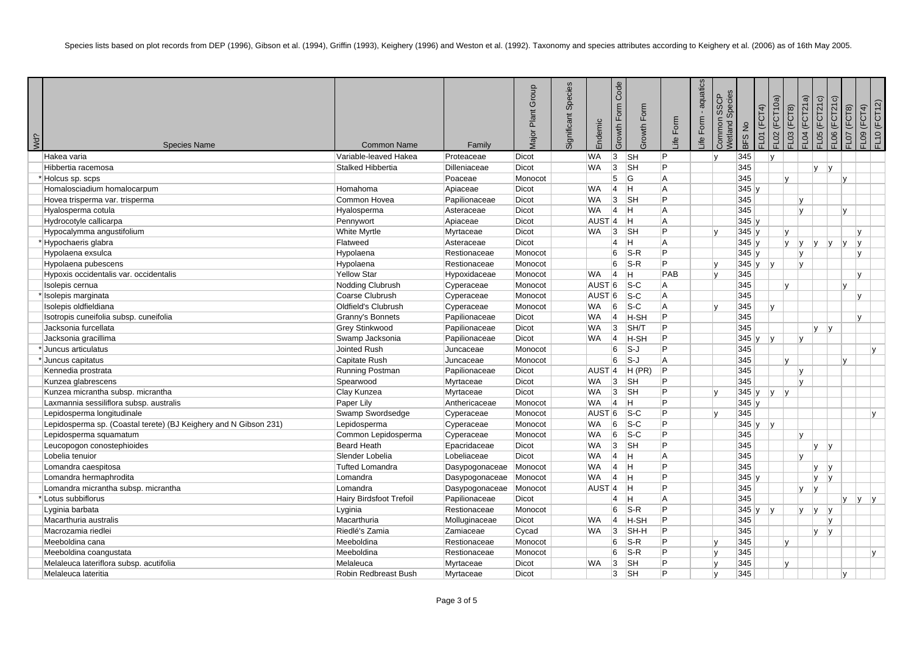Species lists based on plot records from DEP (1996), Gibson et al. (1994), Griffin (1993), Keighery (1996) and Weston et al. (1992). Taxonomy and species attributes according to Keighery et al. (2006) as of 16th May 2005.

| Wd? | Species Name | Common Name | Family | Major Plant Group | Significant Species | Endemic | Growth Form Code | Growth Form | Life Form | Life Form - aquatics | Common SSCP Wetland Species | BFS No | FL01 (FCT4) | FL02 (FCT10a) | FL03 (FCT8) | FL04 (FCT21a) | FL05 (FCT21c) | FL06 (FCT21c) | FL07 (FCT8) | FL09 (FCT4) | FL10 (FCT12) |
|---|---|---|---|---|---|---|---|---|---|---|---|---|---|---|---|---|---|---|---|---|---|
| | Hakea varia | Variable-leaved Hakea | Proteaceae | Dicot | | WA | 3 | SH | P | | y | 345 | | y | | | | | | | |
| | Hibbertia racemosa | Stalked Hibbertia | Dilleniaceae | Dicot | | WA | 3 | SH | P | | | 345 | | | | | y | y | | | |
| * | Holcus sp. scps | | Poaceae | Monocot | | | 5 | G | A | | | 345 | | | y | | | | y | | |
| | Homalosciadium homalocarpum | Homahoma | Apiaceae | Dicot | | WA | 4 | H | A | | | 345 | y | | | | | | | | |
| | Hovea trisperma var. trisperma | Common Hovea | Papilionaceae | Dicot | | WA | 3 | SH | P | | | 345 | | | | y | | | | | |
| | Hyalosperma cotula | Hyalosperma | Asteraceae | Dicot | | WA | 4 | H | A | | | 345 | | | | y | | | y | | |
| | Hydrocotyle callicarpa | Pennywort | Apiaceae | Dicot | | AUST | 4 | H | A | | | 345 | y | | | | | | | | |
| | Hypocalymma angustifolium | White Myrtle | Myrtaceae | Dicot | | WA | 3 | SH | P | | y | 345 | y | | y | | | | | y | |
| * | Hypochaeris glabra | Flatweed | Asteraceae | Dicot | | | 4 | H | A | | | 345 | y | | y | y | y | y | y | y | |
| | Hypolaena exsulca | Hypolaena | Restionaceae | Monocot | | | 6 | S-R | P | | | 345 | y | | | y | | | | y | |
| | Hypolaena pubescens | Hypolaena | Restionaceae | Monocot | | | 6 | S-R | P | | y | 345 | y | y | | y | | | | | |
| | Hypoxis occidentalis var. occidentalis | Yellow Star | Hypoxidaceae | Monocot | | WA | 4 | H | PAB | | y | 345 | | | | | | | | y | |
| | Isolepis cernua | Nodding Clubrush | Cyperaceae | Monocot | | AUST | 6 | S-C | A | | | 345 | | | y | | | | y | | |
| * | Isolepis marginata | Coarse Clubrush | Cyperaceae | Monocot | | AUST | 6 | S-C | A | | | 345 | | | | | | | | y | |
| | Isolepis oldfieldiana | Oldfield's Clubrush | Cyperaceae | Monocot | | WA | 6 | S-C | A | | y | 345 | | y | | | | | | | |
| | Isotropis cuneifolia subsp. cuneifolia | Granny's Bonnets | Papilionaceae | Dicot | | WA | 4 | H-SH | P | | | 345 | | | | | | | | y | |
| | Jacksonia furcellata | Grey Stinkwood | Papilionaceae | Dicot | | WA | 3 | SH/T | P | | | 345 | | | | | y | y | | | |
| | Jacksonia gracillima | Swamp Jacksonia | Papilionaceae | Dicot | | WA | 4 | H-SH | P | | | 345 | y | y | | y | | | | | |
| * | Juncus articulatus | Jointed Rush | Juncaceae | Monocot | | | 6 | S-J | P | | | 345 | | | | | | | | | y |
| * | Juncus capitatus | Capitate Rush | Juncaceae | Monocot | | | 6 | S-J | A | | | 345 | | | y | | | | y | | |
| | Kennedia prostrata | Running Postman | Papilionaceae | Dicot | | AUST | 4 | H (PR) | P | | | 345 | | | | y | | | | | |
| | Kunzea glabrescens | Spearwood | Myrtaceae | Dicot | | WA | 3 | SH | P | | | 345 | | | | y | | | | | |
| | Kunzea micrantha subsp. micrantha | Clay Kunzea | Myrtaceae | Dicot | | WA | 3 | SH | P | | y | 345 | y | y | y | | | | | | |
| | Laxmannia sessiliflora subsp. australis | Paper Lily | Anthericaceae | Monocot | | WA | 4 | H | P | | | 345 | y | | | | | | | | |
| | Lepidosperma longitudinale | Swamp Swordsedge | Cyperaceae | Monocot | | AUST | 6 | S-C | P | | y | 345 | | | | | | | | | y |
| | Lepidosperma sp. (Coastal terete) (BJ Keighery and N Gibson 231) | Lepidosperma | Cyperaceae | Monocot | | WA | 6 | S-C | P | | | 345 | y | y | | | | | | | |
| | Lepidosperma squamatum | Common Lepidosperma | Cyperaceae | Monocot | | WA | 6 | S-C | P | | | 345 | | | | y | | | | | |
| | Leucopogon conostephioides | Beard Heath | Epacridaceae | Dicot | | WA | 3 | SH | P | | | 345 | | | | | y | y | | | |
| | Lobelia tenuior | Slender Lobelia | Lobeliaceae | Dicot | | WA | 4 | H | A | | | 345 | | | | y | | | | | |
| | Lomandra caespitosa | Tufted Lomandra | Dasypogonaceae | Monocot | | WA | 4 | H | P | | | 345 | | | | | y | y | | | |
| | Lomandra hermaphrodita | Lomandra | Dasypogonaceae | Monocot | | WA | 4 | H | P | | | 345 | y | | | | y | y | | | |
| | Lomandra micrantha subsp. micrantha | Lomandra | Dasypogonaceae | Monocot | | AUST | 4 | H | P | | | 345 | | | | y | y | | | | |
| * | Lotus subbiflorus | Hairy Birdsfoot Trefoil | Papilionaceae | Dicot | | | 4 | H | A | | | 345 | | | | | | | y | y | y |
| | Lyginia barbata | Lyginia | Restionaceae | Monocot | | | 6 | S-R | P | | | 345 | y | y | | y | y | y | | | |
| | Macarthuria australis | Macarthuria | Molluginaceae | Dicot | | WA | 4 | H-SH | P | | | 345 | | | | | | y | | | |
| | Macrozamia riedlei | Riedlé's Zamia | Zamiaceae | Cycad | | WA | 3 | SH-H | P | | | 345 | | | | | y | y | | | |
| | Meeboldina cana | Meeboldina | Restionaceae | Monocot | | | 6 | S-R | P | | y | 345 | | | y | | | | | | |
| | Meeboldina coangustata | Meeboldina | Restionaceae | Monocot | | | 6 | S-R | P | | y | 345 | | | | | | | | | y |
| | Melaleuca lateriflora subsp. acutifolia | Melaleuca | Myrtaceae | Dicot | | WA | 3 | SH | P | | y | 345 | | | y | | | | | | |
| | Melaleuca lateritia | Robin Redbreast Bush | Myrtaceae | Dicot | | | 3 | SH | P | | y | 345 | | | | | | | y | | |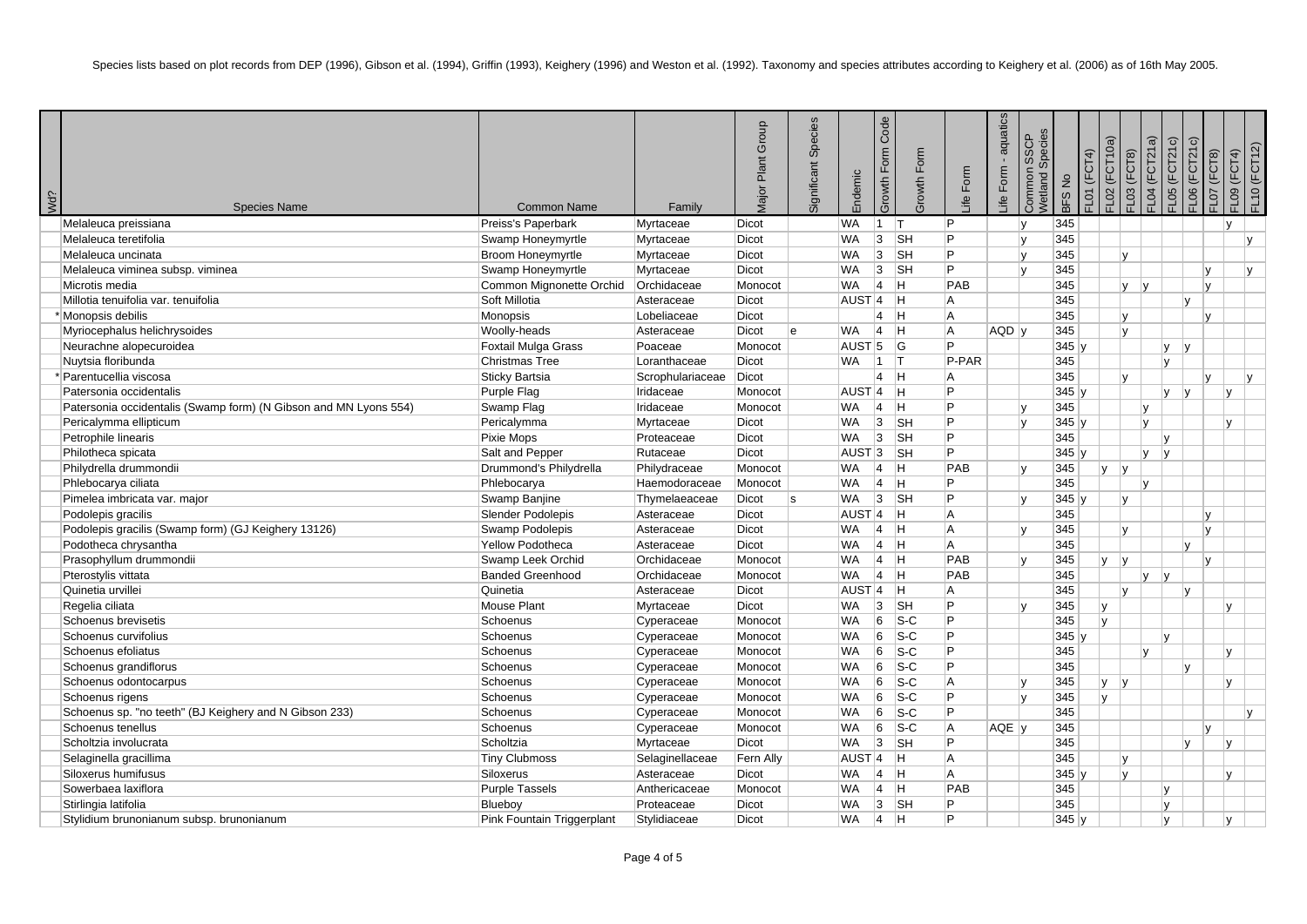Species lists based on plot records from DEP (1996), Gibson et al. (1994), Griffin (1993), Keighery (1996) and Weston et al. (1992). Taxonomy and species attributes according to Keighery et al. (2006) as of 16th May 2005.

| Wd? | Species Name | Common Name | Family | Major Plant Group | Significant Species | Endemic | Growth Form Code | Growth Form | Life Form | Life Form - aquatics | Common SSCP Wetland Species | BFS No | FL01 (FCT4) | FL02 (FCT10a) | FL03 (FCT8) | FL04 (FCT21a) | FL05 (FCT21c) | FL06 (FCT21c) | FL07 (FCT8) | FL09 (FCT4) | FL10 (FCT12) |
|---|---|---|---|---|---|---|---|---|---|---|---|---|---|---|---|---|---|---|---|---|---|
| | Melaleuca preissiana | Preiss's Paperbark | Myrtaceae | Dicot | | WA | 1 | T | P | | y | 345 | | | | | | | | y | |
| | Melaleuca teretifolia | Swamp Honeymyrtle | Myrtaceae | Dicot | | WA | 3 | SH | P | | y | 345 | | | | | | | | | y |
| | Melaleuca uncinata | Broom Honeymyrtle | Myrtaceae | Dicot | | WA | 3 | SH | P | | y | 345 | | | y | | | | | | |
| | Melaleuca viminea subsp. viminea | Swamp Honeymyrtle | Myrtaceae | Dicot | | WA | 3 | SH | P | | y | 345 | | | | | | | y | | y |
| | Microtis media | Common Mignonette Orchid | Orchidaceae | Monocot | | WA | 4 | H | PAB | | | 345 | | | y | y | | | y | | |
| | Millotia tenuifolia var. tenuifolia | Soft Millotia | Asteraceae | Dicot | | AUST | 4 | H | A | | | 345 | | | | | | y | | | |
| * | Monopsis debilis | Monopsis | Lobeliaceae | Dicot | | | 4 | H | A | | | 345 | | | y | | | | y | | |
| | Myriocephalus helichrysoides | Woolly-heads | Asteraceae | Dicot | e | WA | 4 | H | A | AQD | y | 345 | | | y | | | | | | |
| | Neurachne alopecuroidea | Foxtail Mulga Grass | Poaceae | Monocot | | AUST | 5 | G | P | | | 345 | y | | | | y | y | | | |
| | Nuytsia floribunda | Christmas Tree | Loranthaceae | Dicot | | WA | 1 | T | P-PAR | | | 345 | | | | | y | | | | |
| * | Parentucellia viscosa | Sticky Bartsia | Scrophulariaceae | Dicot | | | 4 | H | A | | | 345 | | | y | | | | y | | y |
| | Patersonia occidentalis | Purple Flag | Iridaceae | Monocot | | AUST | 4 | H | P | | | 345 | y | | | | y | y | | y | |
| | Patersonia occidentalis (Swamp form) (N Gibson and MN Lyons 554) | Swamp Flag | Iridaceae | Monocot | | WA | 4 | H | P | | y | 345 | | | | y | | | | | |
| | Pericalymma ellipticum | Pericalymma | Myrtaceae | Dicot | | WA | 3 | SH | P | | y | 345 | y | | | y | | | | y | |
| | Petrophile linearis | Pixie Mops | Proteaceae | Dicot | | WA | 3 | SH | P | | | 345 | | | | | y | | | | |
| | Philotheca spicata | Salt and Pepper | Rutaceae | Dicot | | AUST | 3 | SH | P | | | 345 | y | | | y | y | | | | |
| | Philydrella drummondii | Drummond's Philydrella | Philydraceae | Monocot | | WA | 4 | H | PAB | | y | 345 | | y | y | | | | | | |
| | Phlebocarya ciliata | Phlebocarya | Haemodoraceae | Monocot | | WA | 4 | H | P | | | 345 | | | | y | | | | | |
| | Pimelea imbricata var. major | Swamp Banjine | Thymelaeaceae | Dicot | s | WA | 3 | SH | P | | y | 345 | y | | y | | | | | | |
| | Podolepis gracilis | Slender Podolepis | Asteraceae | Dicot | | AUST | 4 | H | A | | | 345 | | | | | | | y | | |
| | Podolepis gracilis (Swamp form) (GJ Keighery 13126) | Swamp Podolepis | Asteraceae | Dicot | | WA | 4 | H | A | | y | 345 | | | y | | | | y | | |
| | Podotheca chrysantha | Yellow Podotheca | Asteraceae | Dicot | | WA | 4 | H | A | | | 345 | | | | | | y | | | |
| | Prasophyllum drummondii | Swamp Leek Orchid | Orchidaceae | Monocot | | WA | 4 | H | PAB | | y | 345 | | y | y | | | | y | | |
| | Pterostylis vittata | Banded Greenhood | Orchidaceae | Monocot | | WA | 4 | H | PAB | | | 345 | | | | y | y | | | | |
| | Quinetia urvillei | Quinetia | Asteraceae | Dicot | | AUST | 4 | H | A | | | 345 | | | y | | | y | | | |
| | Regelia ciliata | Mouse Plant | Myrtaceae | Dicot | | WA | 3 | SH | P | | y | 345 | | y | | | | | | y | |
| | Schoenus brevisetis | Schoenus | Cyperaceae | Monocot | | WA | 6 | S-C | P | | | 345 | | y | | | | | | | |
| | Schoenus curvifolius | Schoenus | Cyperaceae | Monocot | | WA | 6 | S-C | P | | | 345 | y | | | | y | | | | |
| | Schoenus efoliatus | Schoenus | Cyperaceae | Monocot | | WA | 6 | S-C | P | | | 345 | | | | y | | | | y | |
| | Schoenus grandiflorus | Schoenus | Cyperaceae | Monocot | | WA | 6 | S-C | P | | | 345 | | | | | | y | | | |
| | Schoenus odontocarpus | Schoenus | Cyperaceae | Monocot | | WA | 6 | S-C | A | | y | 345 | | y | y | | | | | y | |
| | Schoenus rigens | Schoenus | Cyperaceae | Monocot | | WA | 6 | S-C | P | | y | 345 | | y | | | | | | | |
| | Schoenus sp. "no teeth" (BJ Keighery and N Gibson 233) | Schoenus | Cyperaceae | Monocot | | WA | 6 | S-C | P | | | 345 | | | | | | | | | y |
| | Schoenus tenellus | Schoenus | Cyperaceae | Monocot | | WA | 6 | S-C | A | AQE | y | 345 | | | | | | | y | | |
| | Scholtzia involucrata | Scholtzia | Myrtaceae | Dicot | | WA | 3 | SH | P | | | 345 | | | | | | y | | y | |
| | Selaginella gracillima | Tiny Clubmoss | Selaginellaceae | Fern Ally | | AUST | 4 | H | A | | | 345 | | | y | | | | | | |
| | Siloxerus humifusus | Siloxerus | Asteraceae | Dicot | | WA | 4 | H | A | | | 345 | y | | y | | | | | y | |
| | Sowerbaea laxiflora | Purple Tassels | Anthericaceae | Monocot | | WA | 4 | H | PAB | | | 345 | | | | | y | | | | |
| | Stirlingia latifolia | Blueboy | Proteaceae | Dicot | | WA | 3 | SH | P | | | 345 | | | | | y | | | | |
| | Stylidium brunonianum subsp. brunonianum | Pink Fountain Triggerplant | Stylidiaceae | Dicot | | WA | 4 | H | P | | | 345 | y | | | | y | | | y | |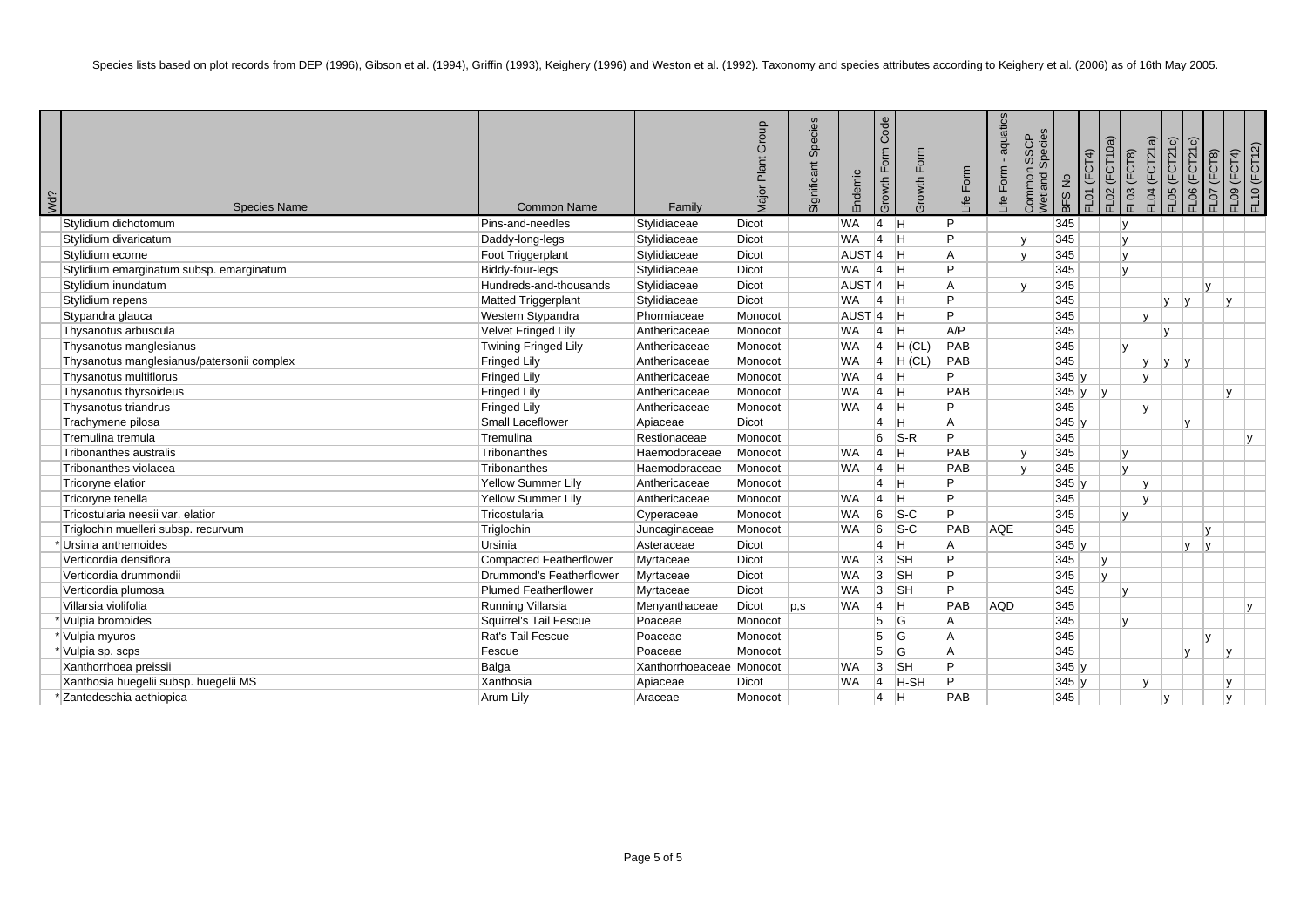Species lists based on plot records from DEP (1996), Gibson et al. (1994), Griffin (1993), Keighery (1996) and Weston et al. (1992). Taxonomy and species attributes according to Keighery et al. (2006) as of 16th May 2005.

| Wd? | Species Name | Common Name | Family | Major Plant Group | Significant Species | Endemic | Growth Form Code | Growth Form | Life Form | Life Form - aquatics | Common SSCP Wetland Species | BFS No | FL01 (FCT4) | FL02 (FCT10a) | FL03 (FCT8) | FL04 (FCT21a) | FL05 (FCT21c) | FL06 (FCT21c) | FL07 (FCT8) | FL09 (FCT4) | FL10 (FCT12) |
|---|---|---|---|---|---|---|---|---|---|---|---|---|---|---|---|---|---|---|---|---|---|
| | Stylidium dichotomum | Pins-and-needles | Stylidiaceae | Dicot | | WA | 4 | H | P | | | 345 | | | y | | | | | | |
| | Stylidium divaricatum | Daddy-long-legs | Stylidiaceae | Dicot | | WA | 4 | H | P | | y | 345 | | | y | | | | | | |
| | Stylidium ecorne | Foot Triggerplant | Stylidiaceae | Dicot | | AUST | 4 | H | A | | y | 345 | | | y | | | | | | |
| | Stylidium emarginatum subsp. emarginatum | Biddy-four-legs | Stylidiaceae | Dicot | | WA | 4 | H | P | | | 345 | | | y | | | | | | |
| | Stylidium inundatum | Hundreds-and-thousands | Stylidiaceae | Dicot | | AUST | 4 | H | A | | y | 345 | | | | | | | y | | |
| | Stylidium repens | Matted Triggerplant | Stylidiaceae | Dicot | | WA | 4 | H | P | | | 345 | | | | | y | y | | y | |
| | Stypandra glauca | Western Stypandra | Phormiaceae | Monocot | | AUST | 4 | H | P | | | 345 | | | | y | | | | | |
| | Thysanotus arbuscula | Velvet Fringed Lily | Anthericaceae | Monocot | | WA | 4 | H | A/P | | | 345 | | | | | y | | | | |
| | Thysanotus manglesianus | Twining Fringed Lily | Anthericaceae | Monocot | | WA | 4 | H (CL) | PAB | | | 345 | | | y | | | | | | |
| | Thysanotus manglesianus/patersonii complex | Fringed Lily | Anthericaceae | Monocot | | WA | 4 | H (CL) | PAB | | | 345 | | | | y | y | y | | | |
| | Thysanotus multiflorus | Fringed Lily | Anthericaceae | Monocot | | WA | 4 | H | P | | | 345 | y | | | y | | | | | |
| | Thysanotus thyrsoideus | Fringed Lily | Anthericaceae | Monocot | | WA | 4 | H | PAB | | | 345 | y | y | | | | | | y | |
| | Thysanotus triandrus | Fringed Lily | Anthericaceae | Monocot | | WA | 4 | H | P | | | 345 | | | | y | | | | | |
| | Trachymene pilosa | Small Laceflower | Apiaceae | Dicot | | | 4 | H | A | | | 345 | y | | | | | y | | | |
| | Tremulina tremula | Tremulina | Restionaceae | Monocot | | | 6 | S-R | P | | | 345 | | | | | | | | | y |
| | Tribonanthes australis | Tribonanthes | Haemodoraceae | Monocot | | WA | 4 | H | PAB | | y | 345 | | | y | | | | | | |
| | Tribonanthes violacea | Tribonanthes | Haemodoraceae | Monocot | | WA | 4 | H | PAB | | y | 345 | | | y | | | | | | |
| | Tricoryne elatior | Yellow Summer Lily | Anthericaceae | Monocot | | | 4 | H | P | | | 345 | y | | | y | | | | | |
| | Tricoryne tenella | Yellow Summer Lily | Anthericaceae | Monocot | | WA | 4 | H | P | | | 345 | | | | y | | | | | |
| | Tricostularia neesii var. elatior | Tricostularia | Cyperaceae | Monocot | | WA | 6 | S-C | P | | | 345 | | | y | | | | | | |
| | Triglochin muelleri subsp. recurvum | Triglochin | Juncaginaceae | Monocot | | WA | 6 | S-C | PAB | AQE | | 345 | | | | | | | y | | |
| * | Ursinia anthemoides | Ursinia | Asteraceae | Dicot | | | 4 | H | A | | | 345 | y | | | | | y | y | | |
| | Verticordia densiflora | Compacted Featherflower | Myrtaceae | Dicot | | WA | 3 | SH | P | | | 345 | | y | | | | | | | |
| | Verticordia drummondii | Drummond's Featherflower | Myrtaceae | Dicot | | WA | 3 | SH | P | | | 345 | | y | | | | | | | |
| | Verticordia plumosa | Plumed Featherflower | Myrtaceae | Dicot | | WA | 3 | SH | P | | | 345 | | | y | | | | | | |
| | Villarsia violifolia | Running Villarsia | Menyanthaceae | Dicot | p,s | WA | 4 | H | PAB | AQD | | 345 | | | | | | | | | y |
| * | Vulpia bromoides | Squirrel's Tail Fescue | Poaceae | Monocot | | | 5 | G | A | | | 345 | | | y | | | | | | |
| * | Vulpia myuros | Rat's Tail Fescue | Poaceae | Monocot | | | 5 | G | A | | | 345 | | | | | | | y | | |
| * | Vulpia sp. scps | Fescue | Poaceae | Monocot | | | 5 | G | A | | | 345 | | | | | | y | | y | |
| | Xanthorrhoea preissii | Balga | Xanthorrhoeaceae | Monocot | | WA | 3 | SH | P | | | 345 | y | | | | | | | | |
| | Xanthosia huegelii subsp. huegelii MS | Xanthosia | Apiaceae | Dicot | | WA | 4 | H-SH | P | | | 345 | y | | | y | | | | y | |
| * | Zantedeschia aethiopica | Arum Lily | Araceae | Monocot | | | 4 | H | PAB | | | 345 | | | | | y | | | y | |